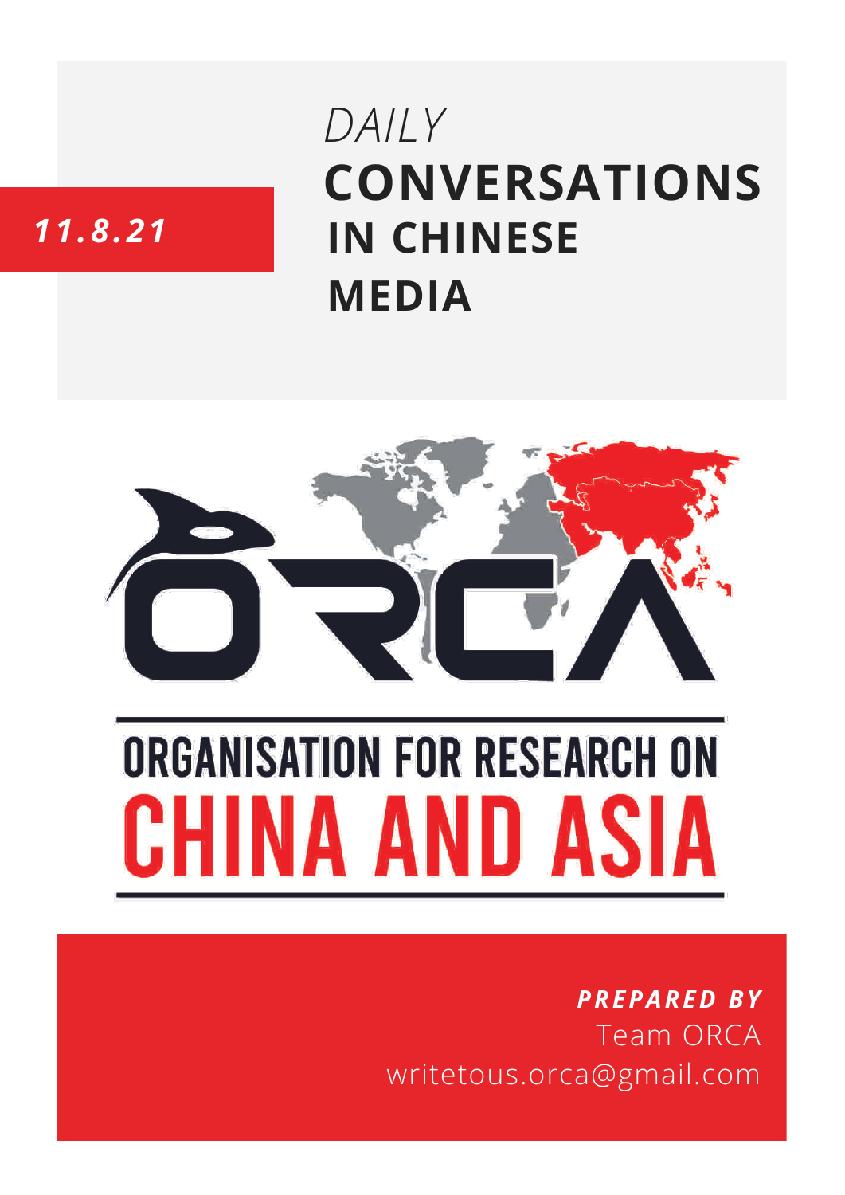*11.8.21*

# *DAILY* CONVERSATIONS IN CHINESE MEDIA

ORGANISATION FOR RESEARCH ON

CHINA AND ASIA

***PREPARED BY***

Team ORCA

writetous.orca@gmail.com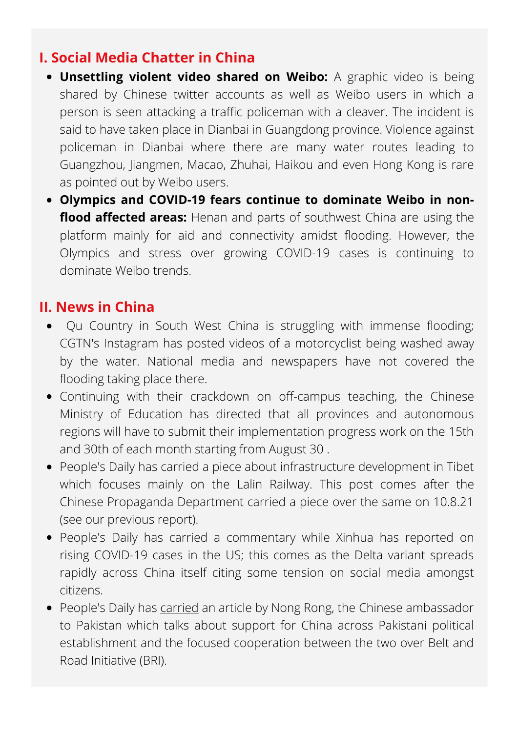## I. Social Media Chatter in China

- **Unsettling violent video shared on Weibo:** A graphic video is being shared by Chinese twitter accounts as well as Weibo users in which a person is seen attacking a traffic policeman with a cleaver. The incident is said to have taken place in Dianbai in Guangdong province. Violence against policeman in Dianbai where there are many water routes leading to Guangzhou, Jiangmen, Macao, Zhuhai, Haikou and even Hong Kong is rare as pointed out by Weibo users.
- **Olympics and COVID-19 fears continue to dominate Weibo in non-flood affected areas:** Henan and parts of southwest China are using the platform mainly for aid and connectivity amidst flooding. However, the Olympics and stress over growing COVID-19 cases is continuing to dominate Weibo trends.

## II. News in China

- Qu Country in South West China is struggling with immense flooding; CGTN's Instagram has posted videos of a motorcyclist being washed away by the water. National media and newspapers have not covered the flooding taking place there.
- Continuing with their crackdown on off-campus teaching, the Chinese Ministry of Education has directed that all provinces and autonomous regions will have to submit their implementation progress work on the 15th and 30th of each month starting from August 30 .
- People's Daily has carried a piece about infrastructure development in Tibet which focuses mainly on the Lalin Railway. This post comes after the Chinese Propaganda Department carried a piece over the same on 10.8.21 (see our previous report).
- People's Daily has carried a commentary while Xinhua has reported on rising COVID-19 cases in the US; this comes as the Delta variant spreads rapidly across China itself citing some tension on social media amongst citizens.
- People's Daily has carried an article by Nong Rong, the Chinese ambassador to Pakistan which talks about support for China across Pakistani political establishment and the focused cooperation between the two over Belt and Road Initiative (BRI).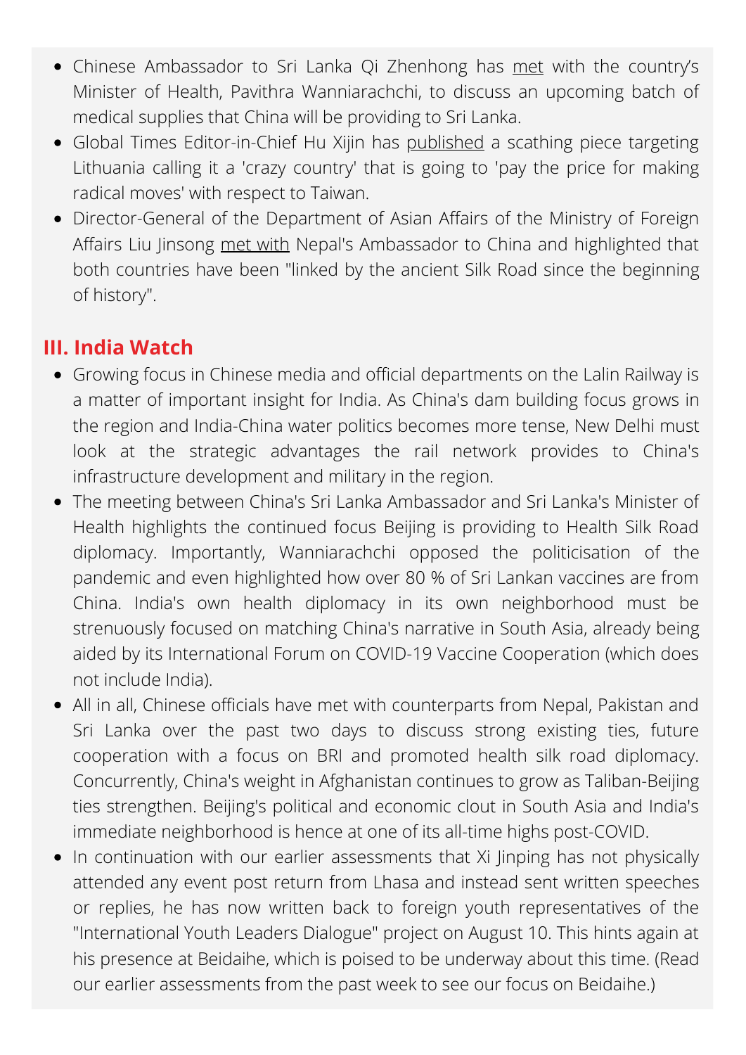- Chinese Ambassador to Sri Lanka Qi Zhenhong has met with the country's Minister of Health, Pavithra Wanniarachchi, to discuss an upcoming batch of medical supplies that China will be providing to Sri Lanka.
- Global Times Editor-in-Chief Hu Xijin has published a scathing piece targeting Lithuania calling it a 'crazy country' that is going to 'pay the price for making radical moves' with respect to Taiwan.
- Director-General of the Department of Asian Affairs of the Ministry of Foreign Affairs Liu Jinsong met with Nepal's Ambassador to China and highlighted that both countries have been "linked by the ancient Silk Road since the beginning of history".

## III. India Watch

- Growing focus in Chinese media and official departments on the Lalin Railway is a matter of important insight for India. As China's dam building focus grows in the region and India-China water politics becomes more tense, New Delhi must look at the strategic advantages the rail network provides to China's infrastructure development and military in the region.
- The meeting between China's Sri Lanka Ambassador and Sri Lanka's Minister of Health highlights the continued focus Beijing is providing to Health Silk Road diplomacy. Importantly, Wanniarachchi opposed the politicisation of the pandemic and even highlighted how over 80 % of Sri Lankan vaccines are from China. India's own health diplomacy in its own neighborhood must be strenuously focused on matching China's narrative in South Asia, already being aided by its International Forum on COVID-19 Vaccine Cooperation (which does not include India).
- All in all, Chinese officials have met with counterparts from Nepal, Pakistan and Sri Lanka over the past two days to discuss strong existing ties, future cooperation with a focus on BRI and promoted health silk road diplomacy. Concurrently, China's weight in Afghanistan continues to grow as Taliban-Beijing ties strengthen. Beijing's political and economic clout in South Asia and India's immediate neighborhood is hence at one of its all-time highs post-COVID.
- In continuation with our earlier assessments that Xi Jinping has not physically attended any event post return from Lhasa and instead sent written speeches or replies, he has now written back to foreign youth representatives of the "International Youth Leaders Dialogue" project on August 10. This hints again at his presence at Beidaihe, which is poised to be underway about this time. (Read our earlier assessments from the past week to see our focus on Beidaihe.)